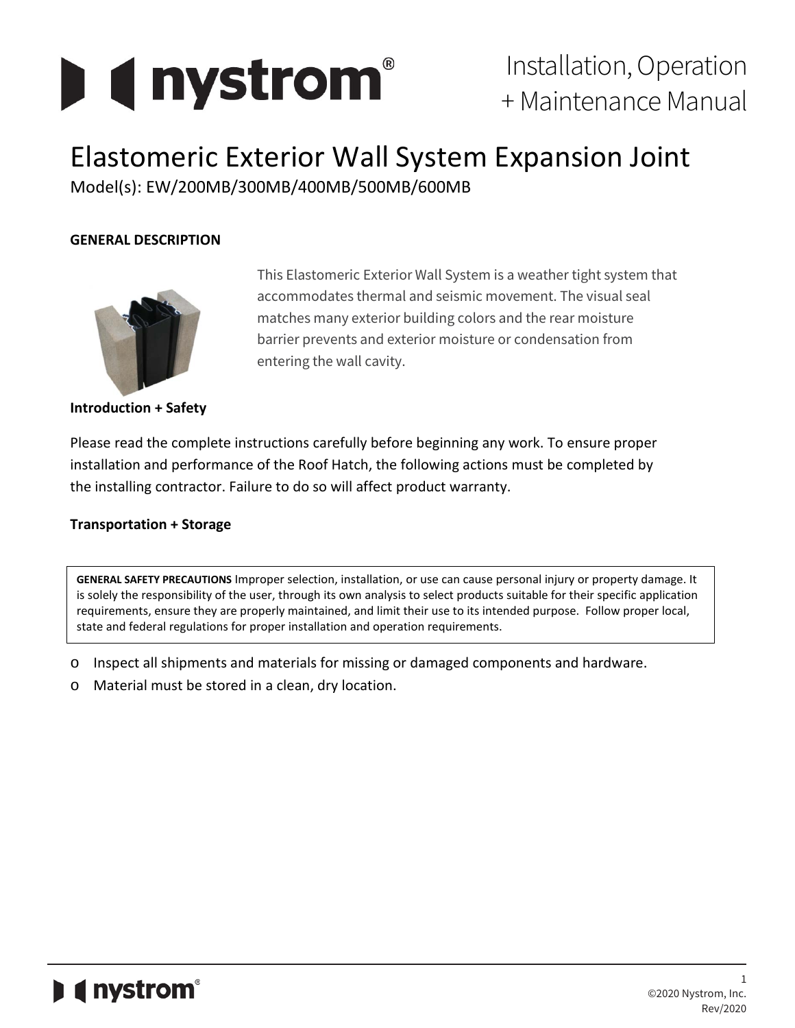Installation, Operation + Maintenance Manual

# Elastomeric Exterior Wall System Expansion Joint

Model(s): EW/200MB/300MB/400MB/500MB/600MB

**GENERAL DESCRIPTION**

This Elastomeric Exterior Wall System is a weather tight system that accommodates thermal and seismic movement. The visual seal matches many exterior building colors and the rear moisture barrier prevents and exterior moisture or condensation from entering the wall cavity.

**Introduction + Safety**

Please read the complete instructions carefully before beginning any work. To ensure proper installation and performance of the Roof Hatch, the following actions must be completed by the installing contractor. Failure to do so will affect product warranty.

**Transportation + Storage**

> **GENERAL SAFETY PRECAUTIONS** Improper selection, installation, or use can cause personal injury or property damage. It is solely the responsibility of the user, through its own analysis to select products suitable for their specific application requirements, ensure they are properly maintained, and limit their use to its intended purpose. Follow proper local, state and federal regulations for proper installation and operation requirements.

- Inspect all shipments and materials for missing or damaged components and hardware.
- Material must be stored in a clean, dry location.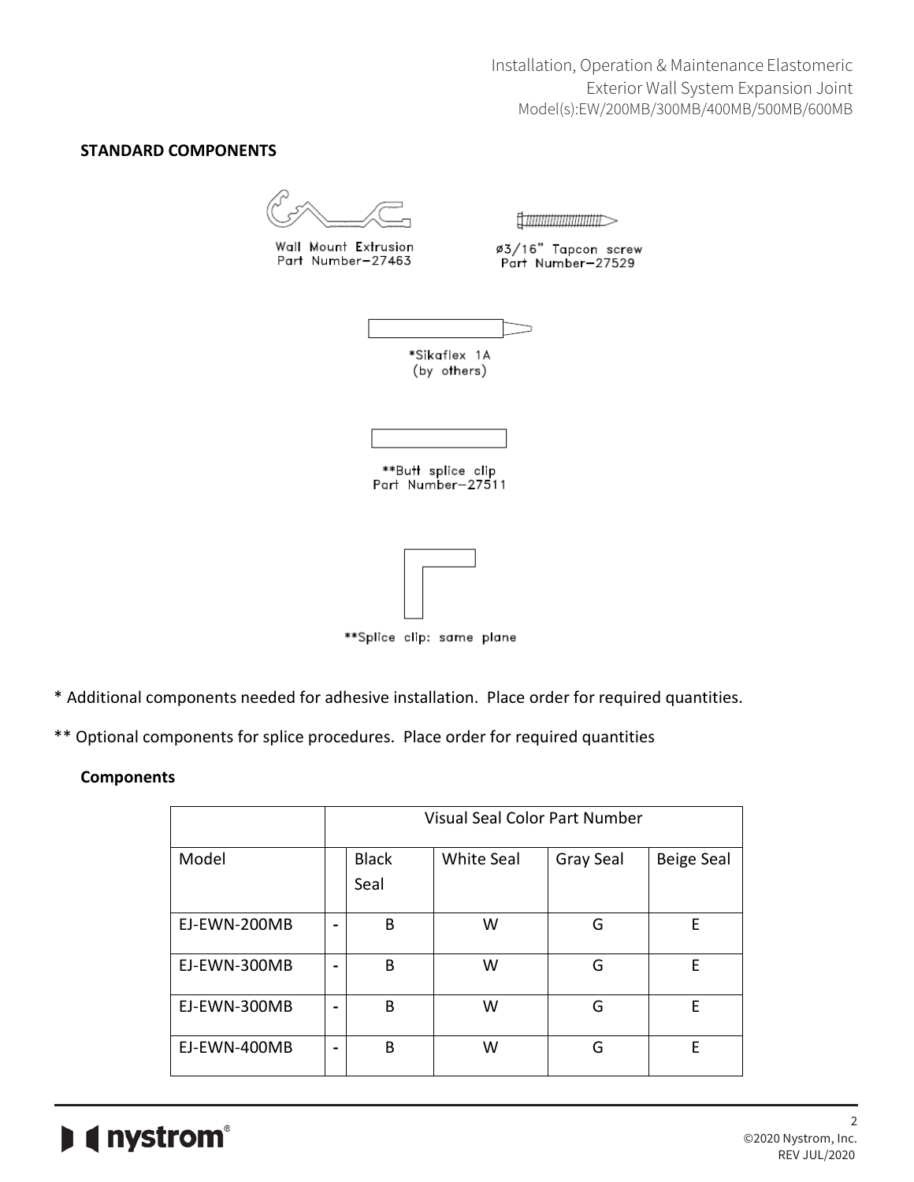**STANDARD COMPONENTS**

Wall Mount Extrusion
Part Number–27463

ø3/16" Tapcon screw
Part Number–27529

*Sikaflex 1A
(by others)

**Butt splice clip
Part Number–27511

**Splice clip: same plane

* Additional components needed for adhesive installation. Place order for required quantities.

** Optional components for splice procedures. Place order for required quantities

**Components**

| | | Visual Seal Color Part Number | | | |
|---|---|---|---|---|---|
| Model | | Black Seal | White Seal | Gray Seal | Beige Seal |
| EJ-EWN-200MB | - | B | W | G | E |
| EJ-EWN-300MB | - | B | W | G | E |
| EJ-EWN-300MB | - | B | W | G | E |
| EJ-EWN-400MB | - | B | W | G | E |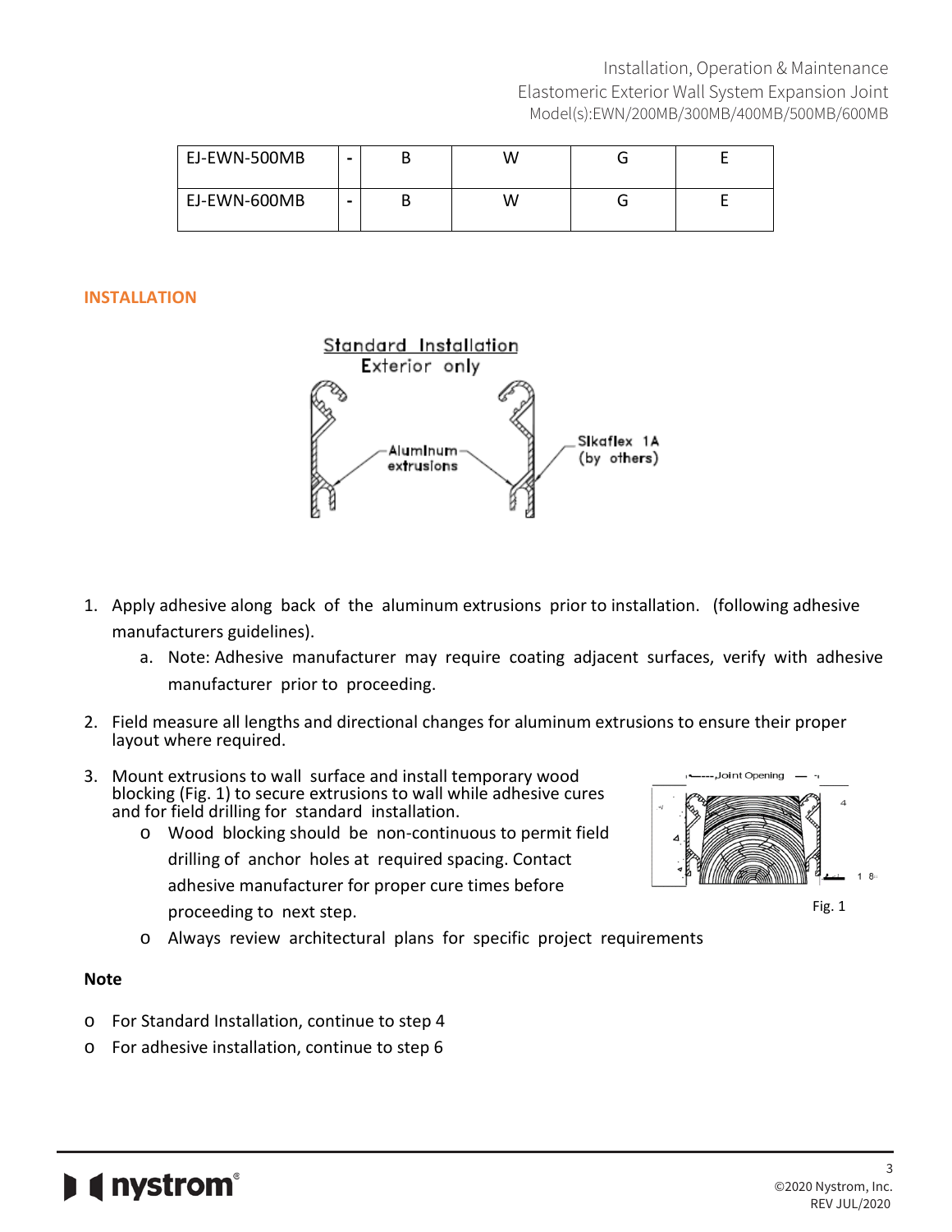| EJ-EWN-500MB | - | B | W | G | E |
|---|---|---|---|---|---|
| EJ-EWN-600MB | - | B | W | G | E |

## INSTALLATION

1. Apply adhesive along back of the aluminum extrusions prior to installation. (following adhesive manufacturers guidelines).
   a. Note: Adhesive manufacturer may require coating adjacent surfaces, verify with adhesive manufacturer prior to proceeding.

2. Field measure all lengths and directional changes for aluminum extrusions to ensure their proper layout where required.

3. Mount extrusions to wall surface and install temporary wood blocking (Fig. 1) to secure extrusions to wall while adhesive cures and for field drilling for standard installation.
   - Wood blocking should be non-continuous to permit field drilling of anchor holes at required spacing. Contact adhesive manufacturer for proper cure times before proceeding to next step.
   - Always review architectural plans for specific project requirements

Fig. 1

### Note

- For Standard Installation, continue to step 4
- For adhesive installation, continue to step 6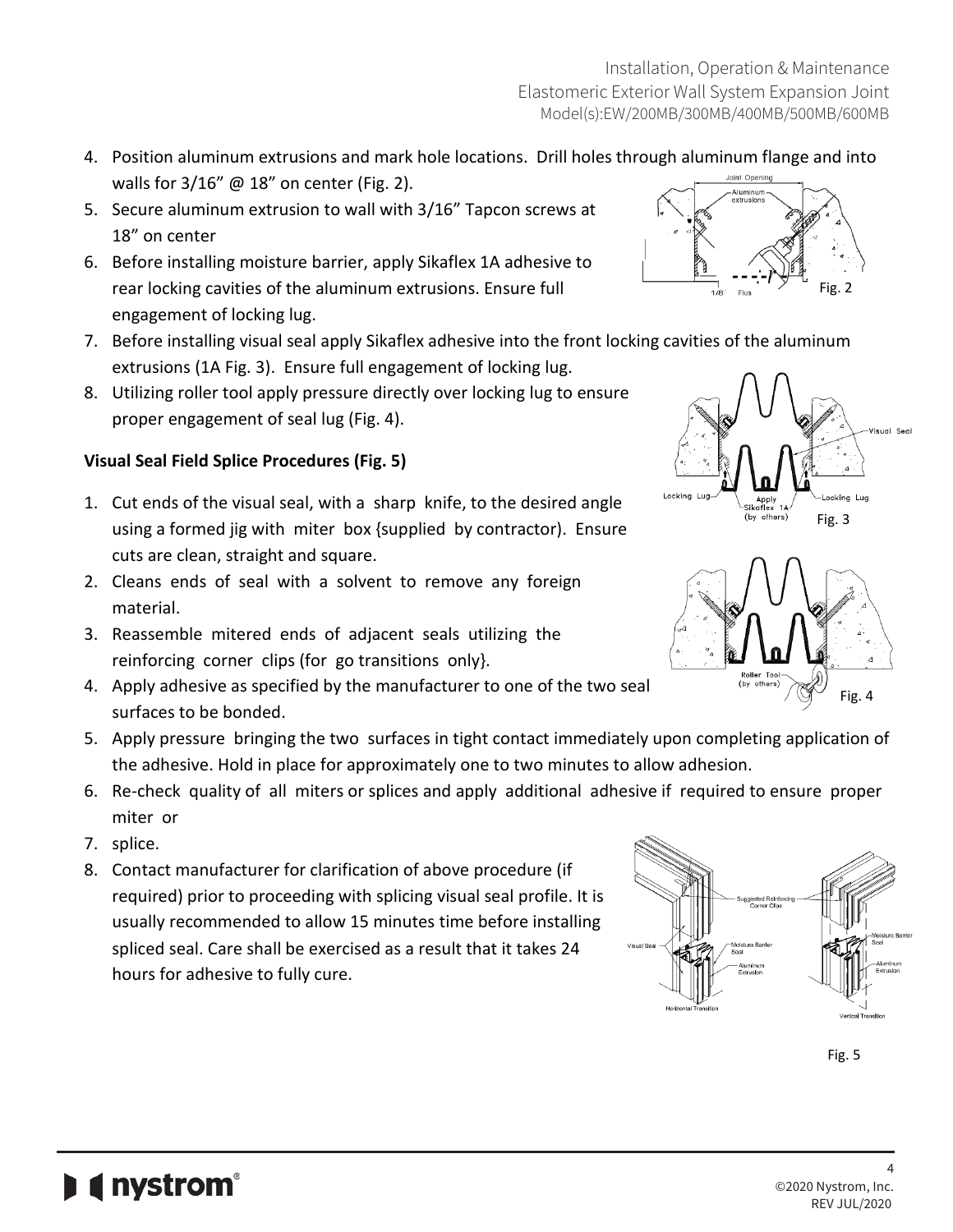4. Position aluminum extrusions and mark hole locations. Drill holes through aluminum flange and into walls for 3/16" @ 18" on center (Fig. 2).
5. Secure aluminum extrusion to wall with 3/16" Tapcon screws at 18" on center
6. Before installing moisture barrier, apply Sikaflex 1A adhesive to rear locking cavities of the aluminum extrusions. Ensure full engagement of locking lug.
7. Before installing visual seal apply Sikaflex adhesive into the front locking cavities of the aluminum extrusions (1A Fig. 3). Ensure full engagement of locking lug.
8. Utilizing roller tool apply pressure directly over locking lug to ensure proper engagement of seal lug (Fig. 4).

Fig. 2

Fig. 3

Fig. 4

**Visual Seal Field Splice Procedures (Fig. 5)**

1. Cut ends of the visual seal, with a sharp knife, to the desired angle using a formed jig with miter box {supplied by contractor). Ensure cuts are clean, straight and square.
2. Cleans ends of seal with a solvent to remove any foreign material.
3. Reassemble mitered ends of adjacent seals utilizing the reinforcing corner clips (for go transitions only}.
4. Apply adhesive as specified by the manufacturer to one of the two seal surfaces to be bonded.
5. Apply pressure bringing the two surfaces in tight contact immediately upon completing application of the adhesive. Hold in place for approximately one to two minutes to allow adhesion.
6. Re-check quality of all miters or splices and apply additional adhesive if required to ensure proper miter or
7. splice.
8. Contact manufacturer for clarification of above procedure (if required) prior to proceeding with splicing visual seal profile. It is usually recommended to allow 15 minutes time before installing spliced seal. Care shall be exercised as a result that it takes 24 hours for adhesive to fully cure.

Fig. 5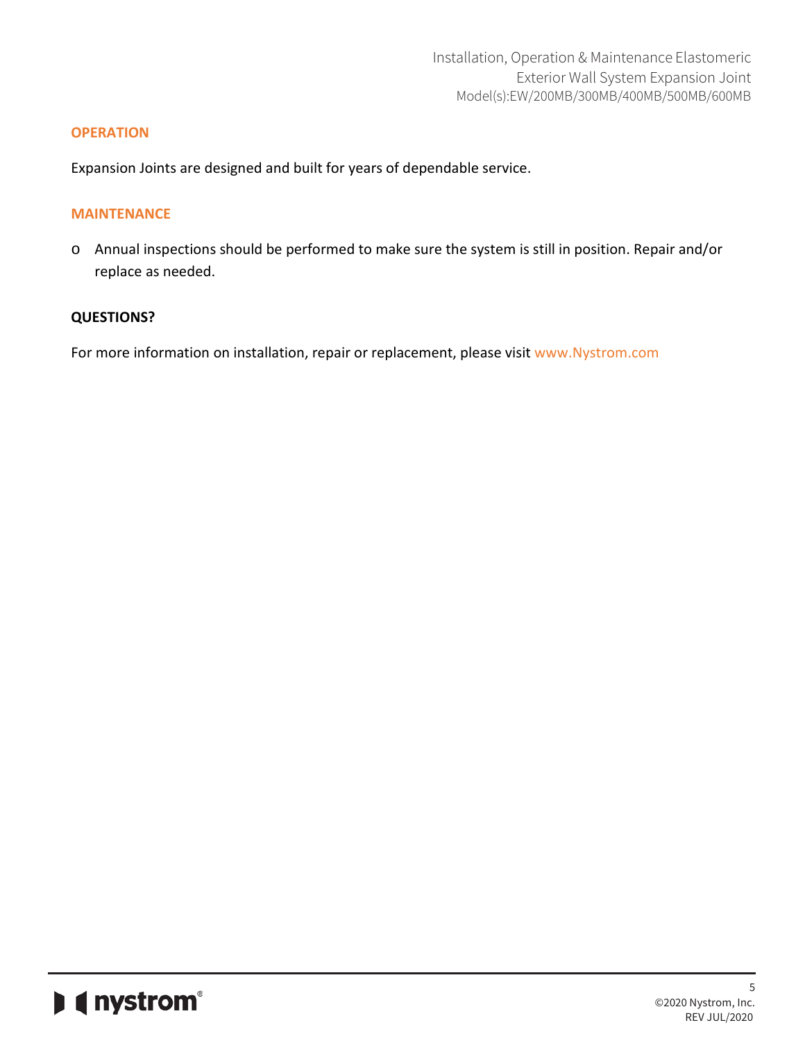## OPERATION

Expansion Joints are designed and built for years of dependable service.

## MAINTENANCE

- Annual inspections should be performed to make sure the system is still in position. Repair and/or replace as needed.

**QUESTIONS?**

For more information on installation, repair or replacement, please visit www.Nystrom.com